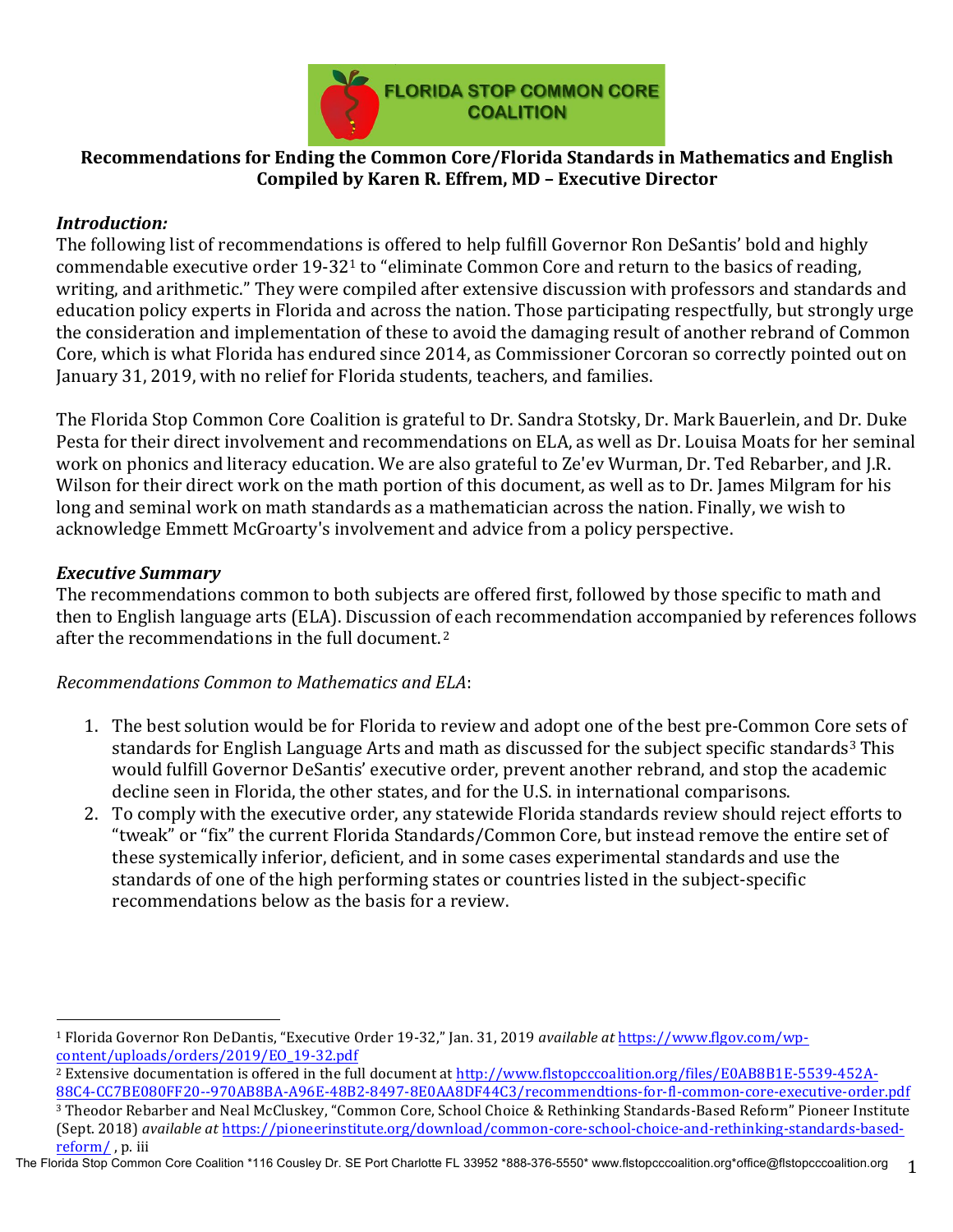**FLORIDA STOP COMMON CORE COALITION**

**Recommendations for Ending the Common Core/Florida Standards in Mathematics and English**
**Compiled by Karen R. Effrem, MD – Executive Director**

### *Introduction:*

The following list of recommendations is offered to help fulfill Governor Ron DeSantis' bold and highly commendable executive order 19-32[1] to "eliminate Common Core and return to the basics of reading, writing, and arithmetic." They were compiled after extensive discussion with professors and standards and education policy experts in Florida and across the nation. Those participating respectfully, but strongly urge the consideration and implementation of these to avoid the damaging result of another rebrand of Common Core, which is what Florida has endured since 2014, as Commissioner Corcoran so correctly pointed out on January 31, 2019, with no relief for Florida students, teachers, and families.

The Florida Stop Common Core Coalition is grateful to Dr. Sandra Stotsky, Dr. Mark Bauerlein, and Dr. Duke Pesta for their direct involvement and recommendations on ELA, as well as Dr. Louisa Moats for her seminal work on phonics and literacy education. We are also grateful to Ze'ev Wurman, Dr. Ted Rebarber, and J.R. Wilson for their direct work on the math portion of this document, as well as to Dr. James Milgram for his long and seminal work on math standards as a mathematician across the nation. Finally, we wish to acknowledge Emmett McGroarty's involvement and advice from a policy perspective.

### *Executive Summary*

The recommendations common to both subjects are offered first, followed by those specific to math and then to English language arts (ELA). Discussion of each recommendation accompanied by references follows after the recommendations in the full document.[2]

*Recommendations Common to Mathematics and ELA*:

1. The best solution would be for Florida to review and adopt one of the best pre-Common Core sets of standards for English Language Arts and math as discussed for the subject specific standards[3] This would fulfill Governor DeSantis' executive order, prevent another rebrand, and stop the academic decline seen in Florida, the other states, and for the U.S. in international comparisons.
2. To comply with the executive order, any statewide Florida standards review should reject efforts to "tweak" or "fix" the current Florida Standards/Common Core, but instead remove the entire set of these systemically inferior, deficient, and in some cases experimental standards and use the standards of one of the high performing states or countries listed in the subject-specific recommendations below as the basis for a review.

---

[1] Florida Governor Ron DeDantis, "Executive Order 19-32," Jan. 31, 2019 *available at* https://www.flgov.com/wp-content/uploads/orders/2019/EO_19-32.pdf

[2] Extensive documentation is offered in the full document at http://www.flstopcccoalition.org/files/E0AB8B1E-5539-452A-88C4-CC7BE080FF20--970AB8BA-A96E-48B2-8497-8E0AA8DF44C3/recommendtions-for-fl-common-core-executive-order.pdf

[3] Theodor Rebarber and Neal McCluskey, "Common Core, School Choice & Rethinking Standards-Based Reform" Pioneer Institute (Sept. 2018) *available at* https://pioneerinstitute.org/download/common-core-school-choice-and-rethinking-standards-based-reform/ , p. iii

The Florida Stop Common Core Coalition *116 Cousley Dr. SE Port Charlotte FL 33952 *888-376-5550* www.flstopcccoalition.org*office@flstopcccoalition.org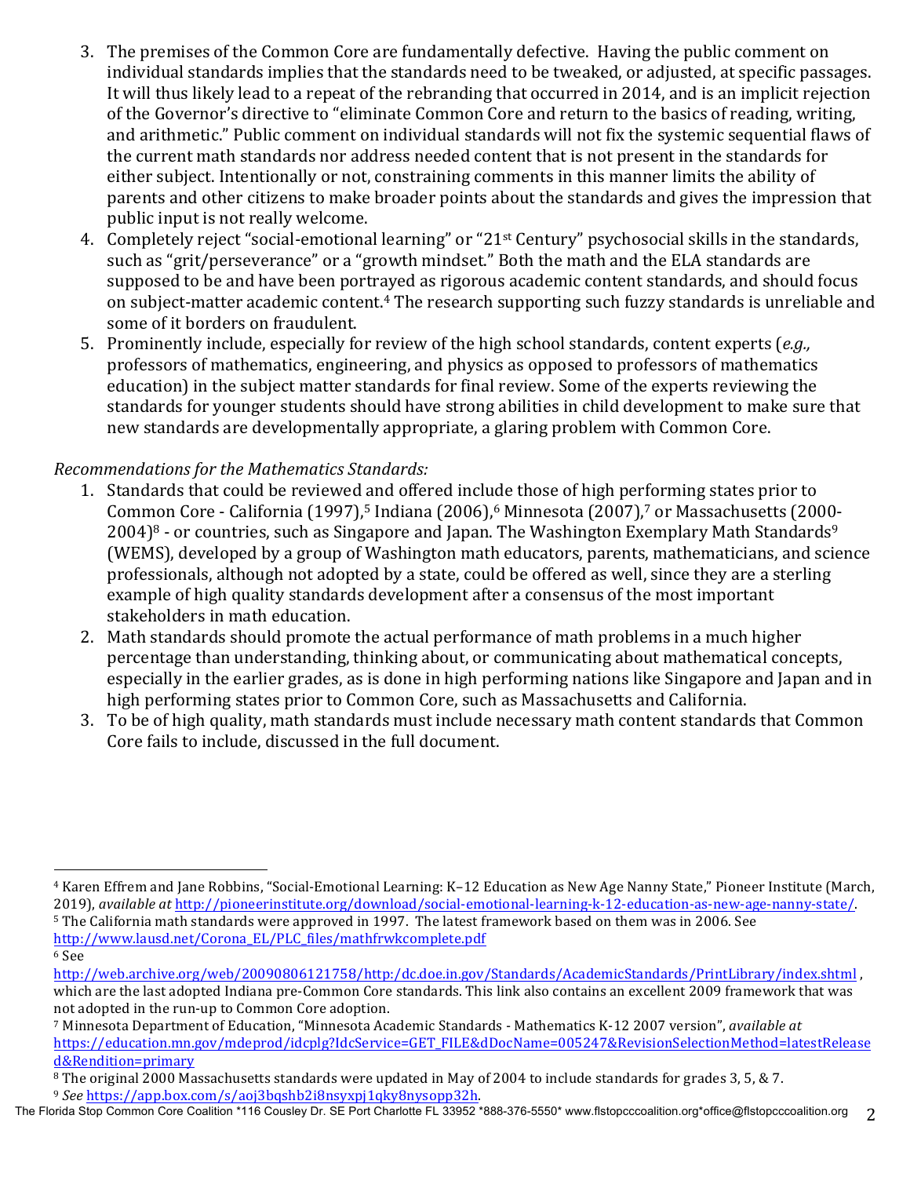3. The premises of the Common Core are fundamentally defective. Having the public comment on individual standards implies that the standards need to be tweaked, or adjusted, at specific passages. It will thus likely lead to a repeat of the rebranding that occurred in 2014, and is an implicit rejection of the Governor's directive to "eliminate Common Core and return to the basics of reading, writing, and arithmetic." Public comment on individual standards will not fix the systemic sequential flaws of the current math standards nor address needed content that is not present in the standards for either subject. Intentionally or not, constraining comments in this manner limits the ability of parents and other citizens to make broader points about the standards and gives the impression that public input is not really welcome.
4. Completely reject "social-emotional learning" or "21st Century" psychosocial skills in the standards, such as "grit/perseverance" or a "growth mindset." Both the math and the ELA standards are supposed to be and have been portrayed as rigorous academic content standards, and should focus on subject-matter academic content.[4] The research supporting such fuzzy standards is unreliable and some of it borders on fraudulent.
5. Prominently include, especially for review of the high school standards, content experts (*e.g.,* professors of mathematics, engineering, and physics as opposed to professors of mathematics education) in the subject matter standards for final review. Some of the experts reviewing the standards for younger students should have strong abilities in child development to make sure that new standards are developmentally appropriate, a glaring problem with Common Core.

*Recommendations for the Mathematics Standards:*

1. Standards that could be reviewed and offered include those of high performing states prior to Common Core - California (1997),[5] Indiana (2006),[6] Minnesota (2007),[7] or Massachusetts (2000-2004)[8] - or countries, such as Singapore and Japan. The Washington Exemplary Math Standards[9] (WEMS), developed by a group of Washington math educators, parents, mathematicians, and science professionals, although not adopted by a state, could be offered as well, since they are a sterling example of high quality standards development after a consensus of the most important stakeholders in math education.
2. Math standards should promote the actual performance of math problems in a much higher percentage than understanding, thinking about, or communicating about mathematical concepts, especially in the earlier grades, as is done in high performing nations like Singapore and Japan and in high performing states prior to Common Core, such as Massachusetts and California.
3. To be of high quality, math standards must include necessary math content standards that Common Core fails to include, discussed in the full document.

---

[4] Karen Effrem and Jane Robbins, "Social-Emotional Learning: K–12 Education as New Age Nanny State," Pioneer Institute (March, 2019), *available at* http://pioneerinstitute.org/download/social-emotional-learning-k-12-education-as-new-age-nanny-state/.

[5] The California math standards were approved in 1997. The latest framework based on them was in 2006. See http://www.lausd.net/Corona_EL/PLC_files/mathfrwkcomplete.pdf

[6] See http://web.archive.org/web/20090806121758/http:/dc.doe.in.gov/Standards/AcademicStandards/PrintLibrary/index.shtml , which are the last adopted Indiana pre-Common Core standards. This link also contains an excellent 2009 framework that was not adopted in the run-up to Common Core adoption.

[7] Minnesota Department of Education, "Minnesota Academic Standards - Mathematics K-12 2007 version", *available at* https://education.mn.gov/mdeprod/idcplg?IdcService=GET_FILE&dDocName=005247&RevisionSelectionMethod=latestReleased&Rendition=primary

[8] The original 2000 Massachusetts standards were updated in May of 2004 to include standards for grades 3, 5, & 7.

[9] *See* https://app.box.com/s/aoj3bqshb2i8nsyxpj1qky8nysopp32h.

The Florida Stop Common Core Coalition *116 Cousley Dr. SE Port Charlotte FL 33952 *888-376-5550* www.flstopcccoalition.org*office@flstopcccoalition.org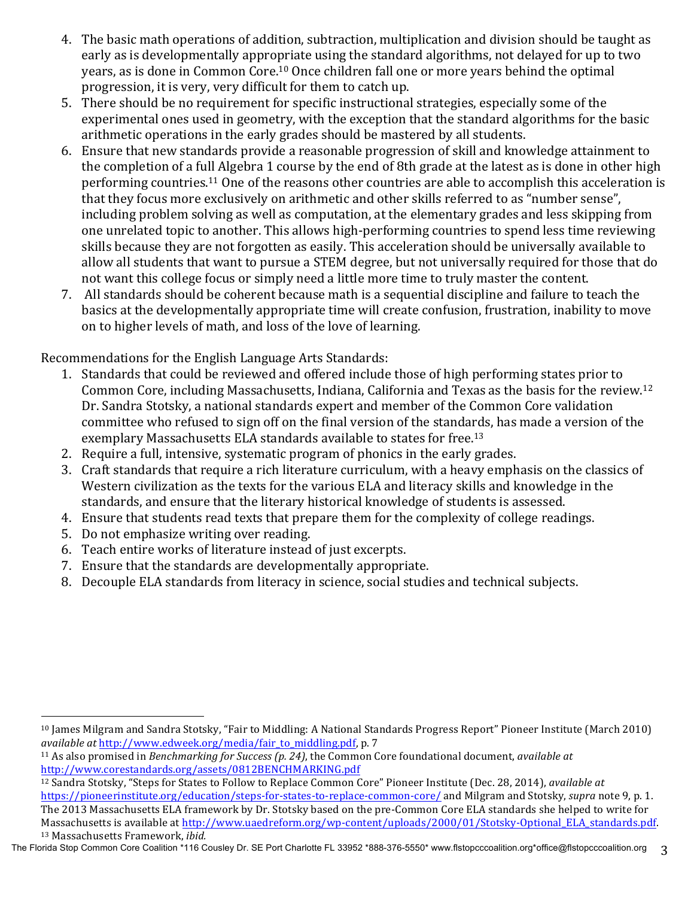4. The basic math operations of addition, subtraction, multiplication and division should be taught as early as is developmentally appropriate using the standard algorithms, not delayed for up to two years, as is done in Common Core.[10] Once children fall one or more years behind the optimal progression, it is very, very difficult for them to catch up.
5. There should be no requirement for specific instructional strategies, especially some of the experimental ones used in geometry, with the exception that the standard algorithms for the basic arithmetic operations in the early grades should be mastered by all students.
6. Ensure that new standards provide a reasonable progression of skill and knowledge attainment to the completion of a full Algebra 1 course by the end of 8th grade at the latest as is done in other high performing countries.[11] One of the reasons other countries are able to accomplish this acceleration is that they focus more exclusively on arithmetic and other skills referred to as "number sense", including problem solving as well as computation, at the elementary grades and less skipping from one unrelated topic to another. This allows high-performing countries to spend less time reviewing skills because they are not forgotten as easily. This acceleration should be universally available to allow all students that want to pursue a STEM degree, but not universally required for those that do not want this college focus or simply need a little more time to truly master the content.
7. All standards should be coherent because math is a sequential discipline and failure to teach the basics at the developmentally appropriate time will create confusion, frustration, inability to move on to higher levels of math, and loss of the love of learning.

Recommendations for the English Language Arts Standards:

1. Standards that could be reviewed and offered include those of high performing states prior to Common Core, including Massachusetts, Indiana, California and Texas as the basis for the review.[12] Dr. Sandra Stotsky, a national standards expert and member of the Common Core validation committee who refused to sign off on the final version of the standards, has made a version of the exemplary Massachusetts ELA standards available to states for free.[13]
2. Require a full, intensive, systematic program of phonics in the early grades.
3. Craft standards that require a rich literature curriculum, with a heavy emphasis on the classics of Western civilization as the texts for the various ELA and literacy skills and knowledge in the standards, and ensure that the literary historical knowledge of students is assessed.
4. Ensure that students read texts that prepare them for the complexity of college readings.
5. Do not emphasize writing over reading.
6. Teach entire works of literature instead of just excerpts.
7. Ensure that the standards are developmentally appropriate.
8. Decouple ELA standards from literacy in science, social studies and technical subjects.

---

[10] James Milgram and Sandra Stotsky, "Fair to Middling: A National Standards Progress Report" Pioneer Institute (March 2010) *available at* http://www.edweek.org/media/fair_to_middling.pdf, p. 7

[11] As also promised in *Benchmarking for Success (p. 24)*, the Common Core foundational document, *available at* http://www.corestandards.org/assets/0812BENCHMARKING.pdf

[12] Sandra Stotsky, "Steps for States to Follow to Replace Common Core" Pioneer Institute (Dec. 28, 2014), *available at* https://pioneerinstitute.org/education/steps-for-states-to-replace-common-core/ and Milgram and Stotsky, *supra* note 9, p. 1. The 2013 Massachusetts ELA framework by Dr. Stotsky based on the pre-Common Core ELA standards she helped to write for Massachusetts is available at http://www.uaedreform.org/wp-content/uploads/2000/01/Stotsky-Optional_ELA_standards.pdf.

[13] Massachusetts Framework, *ibid.*